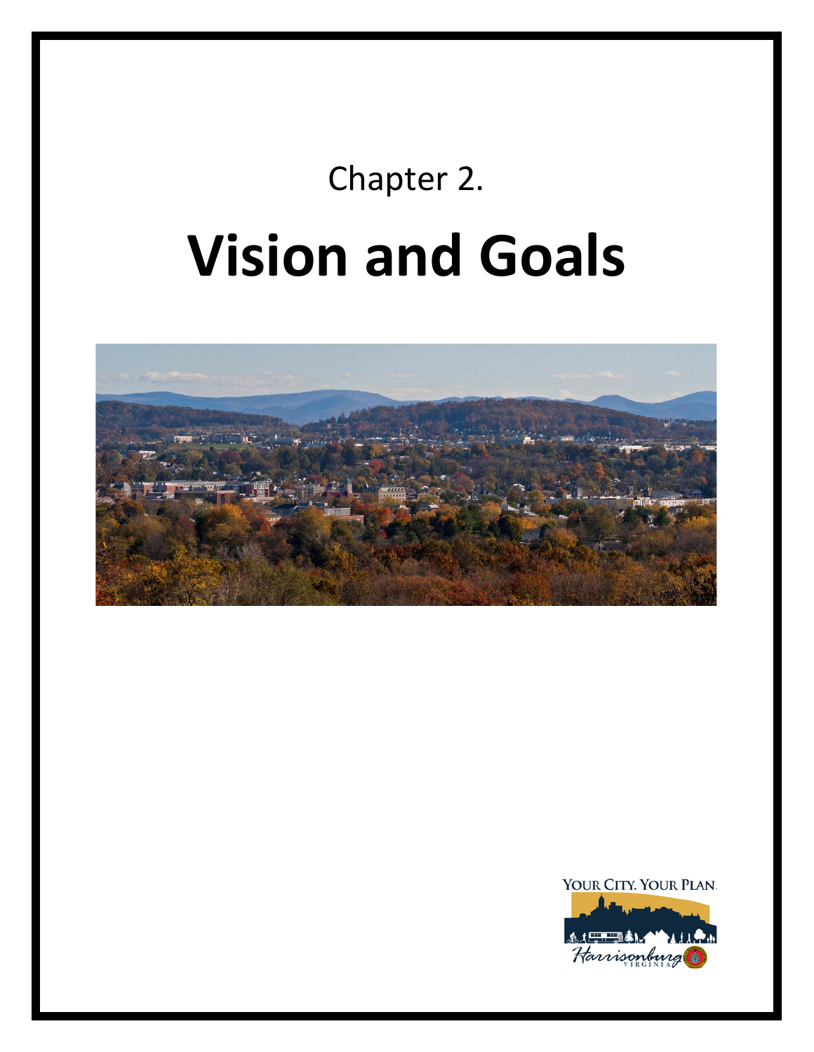Chapter 2.

# Vision and Goals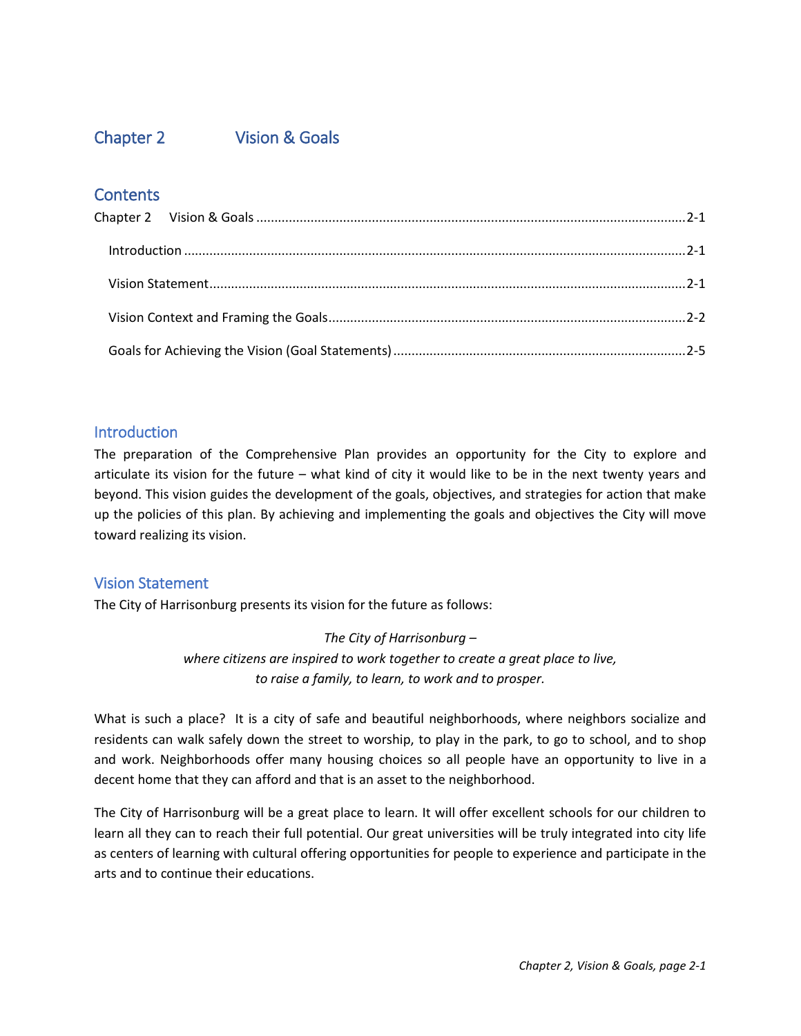# Chapter 2 Vision & Goals

## Contents

Chapter 2 Vision & Goals .......... 2-1

Introduction .......... 2-1

Vision Statement .......... 2-1

Vision Context and Framing the Goals .......... 2-2

Goals for Achieving the Vision (Goal Statements) .......... 2-5

## Introduction

The preparation of the Comprehensive Plan provides an opportunity for the City to explore and articulate its vision for the future – what kind of city it would like to be in the next twenty years and beyond. This vision guides the development of the goals, objectives, and strategies for action that make up the policies of this plan. By achieving and implementing the goals and objectives the City will move toward realizing its vision.

## Vision Statement

The City of Harrisonburg presents its vision for the future as follows:

*The City of Harrisonburg –*
*where citizens are inspired to work together to create a great place to live,*
*to raise a family, to learn, to work and to prosper.*

What is such a place? It is a city of safe and beautiful neighborhoods, where neighbors socialize and residents can walk safely down the street to worship, to play in the park, to go to school, and to shop and work. Neighborhoods offer many housing choices so all people have an opportunity to live in a decent home that they can afford and that is an asset to the neighborhood.

The City of Harrisonburg will be a great place to learn. It will offer excellent schools for our children to learn all they can to reach their full potential. Our great universities will be truly integrated into city life as centers of learning with cultural offering opportunities for people to experience and participate in the arts and to continue their educations.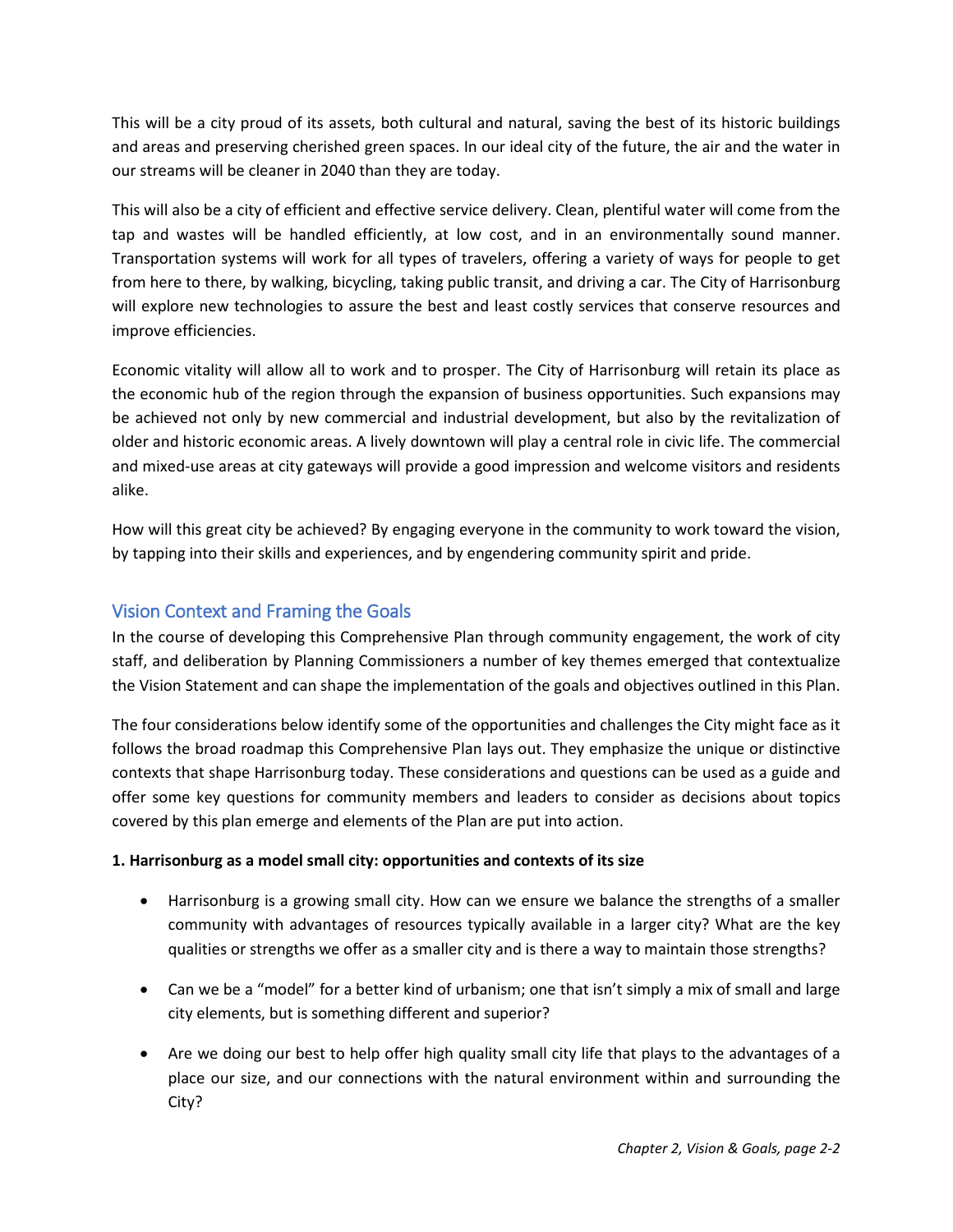This will be a city proud of its assets, both cultural and natural, saving the best of its historic buildings and areas and preserving cherished green spaces. In our ideal city of the future, the air and the water in our streams will be cleaner in 2040 than they are today.

This will also be a city of efficient and effective service delivery. Clean, plentiful water will come from the tap and wastes will be handled efficiently, at low cost, and in an environmentally sound manner. Transportation systems will work for all types of travelers, offering a variety of ways for people to get from here to there, by walking, bicycling, taking public transit, and driving a car. The City of Harrisonburg will explore new technologies to assure the best and least costly services that conserve resources and improve efficiencies.

Economic vitality will allow all to work and to prosper. The City of Harrisonburg will retain its place as the economic hub of the region through the expansion of business opportunities. Such expansions may be achieved not only by new commercial and industrial development, but also by the revitalization of older and historic economic areas. A lively downtown will play a central role in civic life. The commercial and mixed-use areas at city gateways will provide a good impression and welcome visitors and residents alike.

How will this great city be achieved? By engaging everyone in the community to work toward the vision, by tapping into their skills and experiences, and by engendering community spirit and pride.

## Vision Context and Framing the Goals

In the course of developing this Comprehensive Plan through community engagement, the work of city staff, and deliberation by Planning Commissioners a number of key themes emerged that contextualize the Vision Statement and can shape the implementation of the goals and objectives outlined in this Plan.

The four considerations below identify some of the opportunities and challenges the City might face as it follows the broad roadmap this Comprehensive Plan lays out. They emphasize the unique or distinctive contexts that shape Harrisonburg today. These considerations and questions can be used as a guide and offer some key questions for community members and leaders to consider as decisions about topics covered by this plan emerge and elements of the Plan are put into action.

**1. Harrisonburg as a model small city: opportunities and contexts of its size**

- Harrisonburg is a growing small city. How can we ensure we balance the strengths of a smaller community with advantages of resources typically available in a larger city? What are the key qualities or strengths we offer as a smaller city and is there a way to maintain those strengths?
- Can we be a "model" for a better kind of urbanism; one that isn't simply a mix of small and large city elements, but is something different and superior?
- Are we doing our best to help offer high quality small city life that plays to the advantages of a place our size, and our connections with the natural environment within and surrounding the City?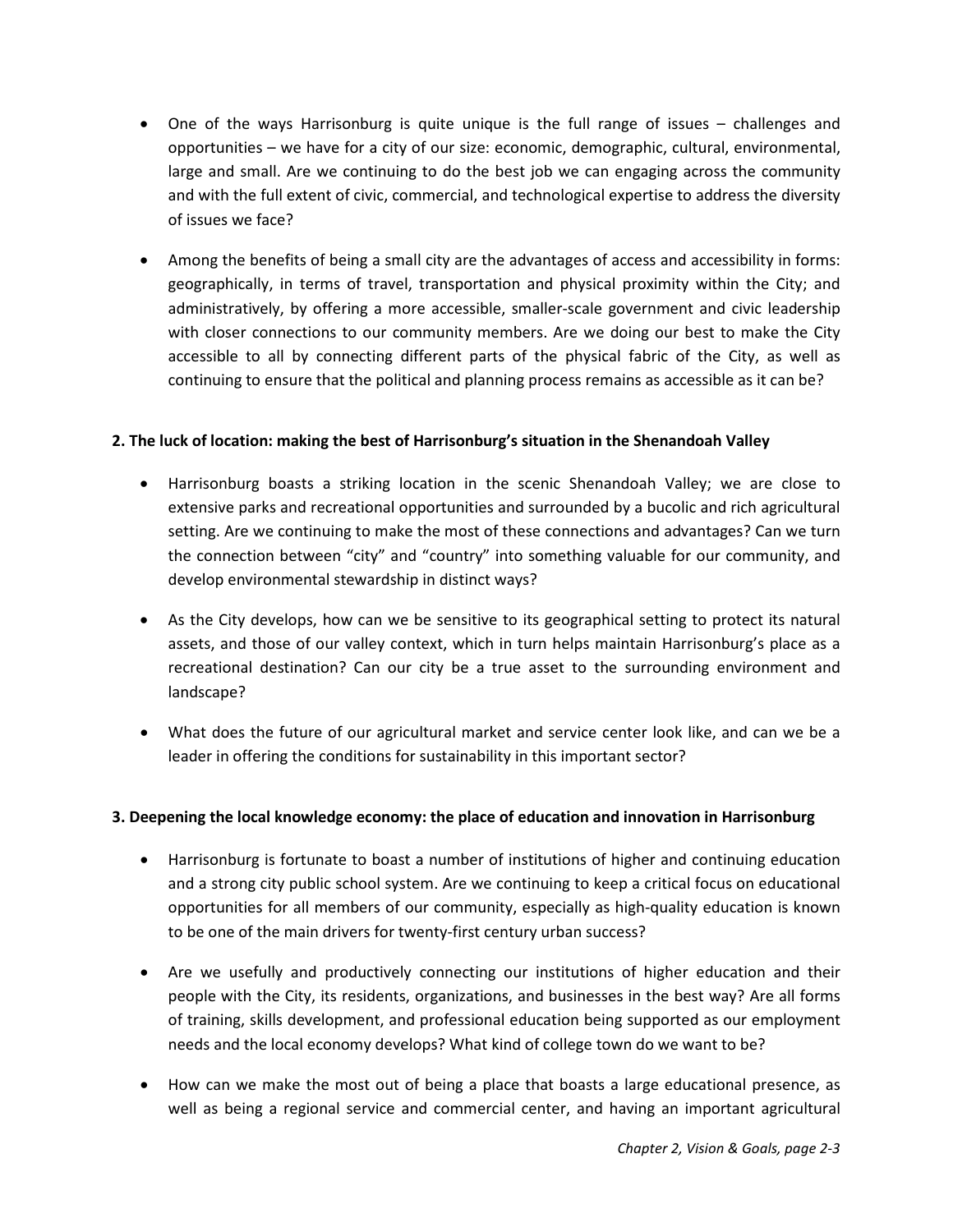- One of the ways Harrisonburg is quite unique is the full range of issues – challenges and opportunities – we have for a city of our size: economic, demographic, cultural, environmental, large and small. Are we continuing to do the best job we can engaging across the community and with the full extent of civic, commercial, and technological expertise to address the diversity of issues we face?

- Among the benefits of being a small city are the advantages of access and accessibility in forms: geographically, in terms of travel, transportation and physical proximity within the City; and administratively, by offering a more accessible, smaller-scale government and civic leadership with closer connections to our community members. Are we doing our best to make the City accessible to all by connecting different parts of the physical fabric of the City, as well as continuing to ensure that the political and planning process remains as accessible as it can be?

**2. The luck of location: making the best of Harrisonburg's situation in the Shenandoah Valley**

- Harrisonburg boasts a striking location in the scenic Shenandoah Valley; we are close to extensive parks and recreational opportunities and surrounded by a bucolic and rich agricultural setting. Are we continuing to make the most of these connections and advantages? Can we turn the connection between "city" and "country" into something valuable for our community, and develop environmental stewardship in distinct ways?

- As the City develops, how can we be sensitive to its geographical setting to protect its natural assets, and those of our valley context, which in turn helps maintain Harrisonburg's place as a recreational destination? Can our city be a true asset to the surrounding environment and landscape?

- What does the future of our agricultural market and service center look like, and can we be a leader in offering the conditions for sustainability in this important sector?

**3. Deepening the local knowledge economy: the place of education and innovation in Harrisonburg**

- Harrisonburg is fortunate to boast a number of institutions of higher and continuing education and a strong city public school system. Are we continuing to keep a critical focus on educational opportunities for all members of our community, especially as high-quality education is known to be one of the main drivers for twenty-first century urban success?

- Are we usefully and productively connecting our institutions of higher education and their people with the City, its residents, organizations, and businesses in the best way? Are all forms of training, skills development, and professional education being supported as our employment needs and the local economy develops? What kind of college town do we want to be?

- How can we make the most out of being a place that boasts a large educational presence, as well as being a regional service and commercial center, and having an important agricultural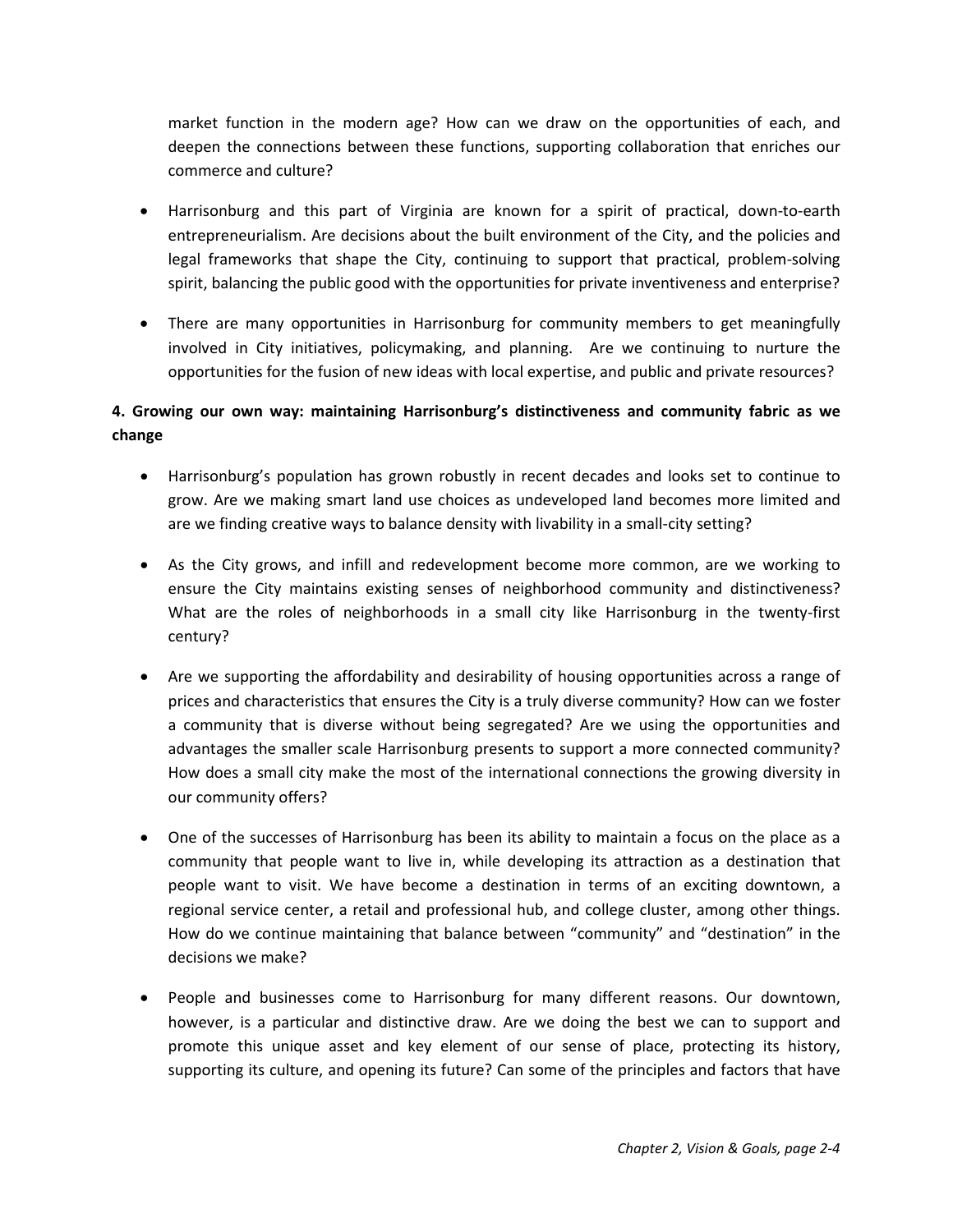market function in the modern age? How can we draw on the opportunities of each, and deepen the connections between these functions, supporting collaboration that enriches our commerce and culture?

- Harrisonburg and this part of Virginia are known for a spirit of practical, down-to-earth entrepreneurialism. Are decisions about the built environment of the City, and the policies and legal frameworks that shape the City, continuing to support that practical, problem-solving spirit, balancing the public good with the opportunities for private inventiveness and enterprise?

- There are many opportunities in Harrisonburg for community members to get meaningfully involved in City initiatives, policymaking, and planning. Are we continuing to nurture the opportunities for the fusion of new ideas with local expertise, and public and private resources?

**4. Growing our own way: maintaining Harrisonburg's distinctiveness and community fabric as we change**

- Harrisonburg's population has grown robustly in recent decades and looks set to continue to grow. Are we making smart land use choices as undeveloped land becomes more limited and are we finding creative ways to balance density with livability in a small-city setting?

- As the City grows, and infill and redevelopment become more common, are we working to ensure the City maintains existing senses of neighborhood community and distinctiveness? What are the roles of neighborhoods in a small city like Harrisonburg in the twenty-first century?

- Are we supporting the affordability and desirability of housing opportunities across a range of prices and characteristics that ensures the City is a truly diverse community? How can we foster a community that is diverse without being segregated? Are we using the opportunities and advantages the smaller scale Harrisonburg presents to support a more connected community? How does a small city make the most of the international connections the growing diversity in our community offers?

- One of the successes of Harrisonburg has been its ability to maintain a focus on the place as a community that people want to live in, while developing its attraction as a destination that people want to visit. We have become a destination in terms of an exciting downtown, a regional service center, a retail and professional hub, and college cluster, among other things. How do we continue maintaining that balance between "community" and "destination" in the decisions we make?

- People and businesses come to Harrisonburg for many different reasons. Our downtown, however, is a particular and distinctive draw. Are we doing the best we can to support and promote this unique asset and key element of our sense of place, protecting its history, supporting its culture, and opening its future? Can some of the principles and factors that have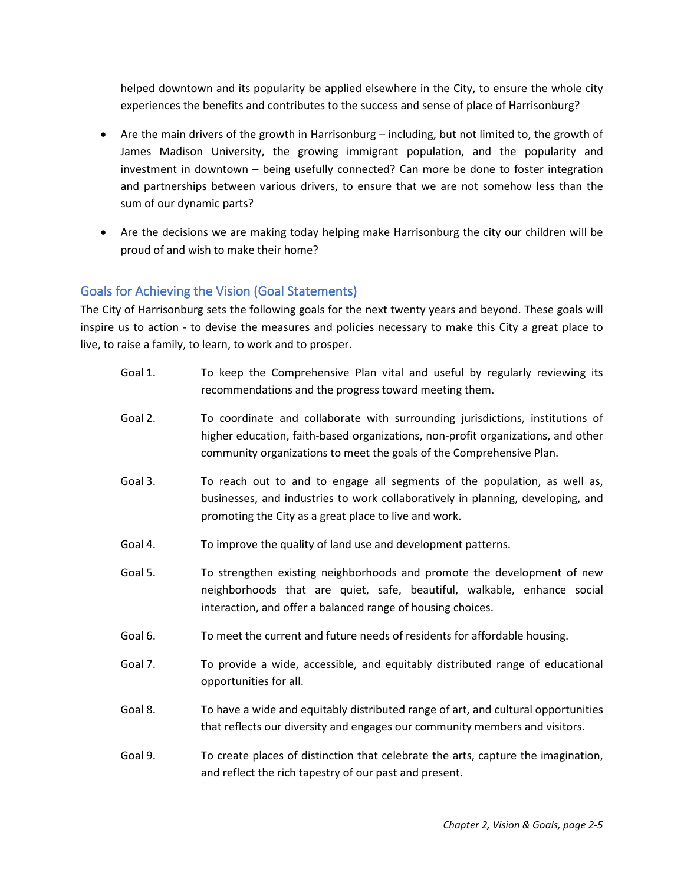helped downtown and its popularity be applied elsewhere in the City, to ensure the whole city experiences the benefits and contributes to the success and sense of place of Harrisonburg?

- Are the main drivers of the growth in Harrisonburg – including, but not limited to, the growth of James Madison University, the growing immigrant population, and the popularity and investment in downtown – being usefully connected? Can more be done to foster integration and partnerships between various drivers, to ensure that we are not somehow less than the sum of our dynamic parts?

- Are the decisions we are making today helping make Harrisonburg the city our children will be proud of and wish to make their home?

## Goals for Achieving the Vision (Goal Statements)

The City of Harrisonburg sets the following goals for the next twenty years and beyond. These goals will inspire us to action - to devise the measures and policies necessary to make this City a great place to live, to raise a family, to learn, to work and to prosper.

Goal 1. To keep the Comprehensive Plan vital and useful by regularly reviewing its recommendations and the progress toward meeting them.

Goal 2. To coordinate and collaborate with surrounding jurisdictions, institutions of higher education, faith-based organizations, non-profit organizations, and other community organizations to meet the goals of the Comprehensive Plan.

Goal 3. To reach out to and to engage all segments of the population, as well as, businesses, and industries to work collaboratively in planning, developing, and promoting the City as a great place to live and work.

Goal 4. To improve the quality of land use and development patterns.

Goal 5. To strengthen existing neighborhoods and promote the development of new neighborhoods that are quiet, safe, beautiful, walkable, enhance social interaction, and offer a balanced range of housing choices.

Goal 6. To meet the current and future needs of residents for affordable housing.

Goal 7. To provide a wide, accessible, and equitably distributed range of educational opportunities for all.

Goal 8. To have a wide and equitably distributed range of art, and cultural opportunities that reflects our diversity and engages our community members and visitors.

Goal 9. To create places of distinction that celebrate the arts, capture the imagination, and reflect the rich tapestry of our past and present.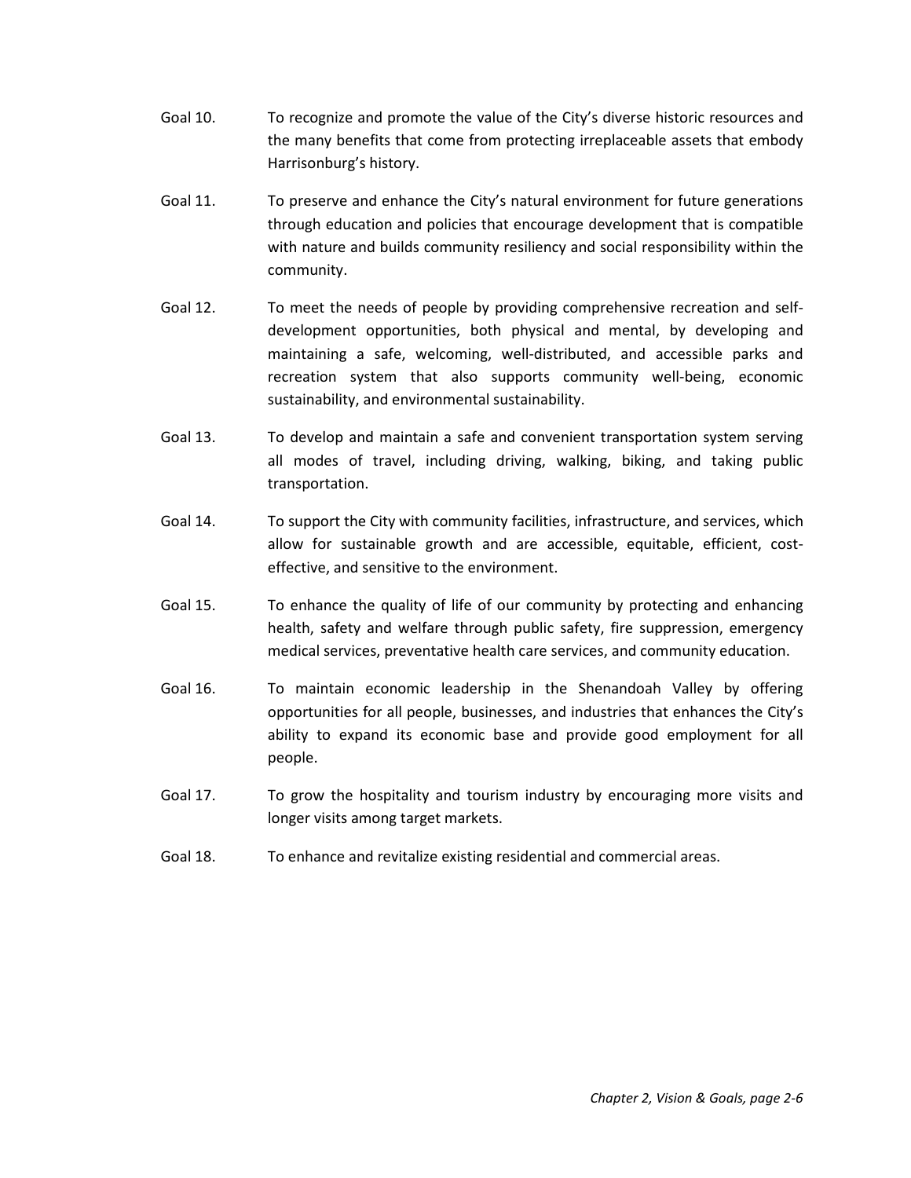Goal 10. To recognize and promote the value of the City's diverse historic resources and the many benefits that come from protecting irreplaceable assets that embody Harrisonburg's history.

Goal 11. To preserve and enhance the City's natural environment for future generations through education and policies that encourage development that is compatible with nature and builds community resiliency and social responsibility within the community.

Goal 12. To meet the needs of people by providing comprehensive recreation and self-development opportunities, both physical and mental, by developing and maintaining a safe, welcoming, well-distributed, and accessible parks and recreation system that also supports community well-being, economic sustainability, and environmental sustainability.

Goal 13. To develop and maintain a safe and convenient transportation system serving all modes of travel, including driving, walking, biking, and taking public transportation.

Goal 14. To support the City with community facilities, infrastructure, and services, which allow for sustainable growth and are accessible, equitable, efficient, cost-effective, and sensitive to the environment.

Goal 15. To enhance the quality of life of our community by protecting and enhancing health, safety and welfare through public safety, fire suppression, emergency medical services, preventative health care services, and community education.

Goal 16. To maintain economic leadership in the Shenandoah Valley by offering opportunities for all people, businesses, and industries that enhances the City's ability to expand its economic base and provide good employment for all people.

Goal 17. To grow the hospitality and tourism industry by encouraging more visits and longer visits among target markets.

Goal 18. To enhance and revitalize existing residential and commercial areas.